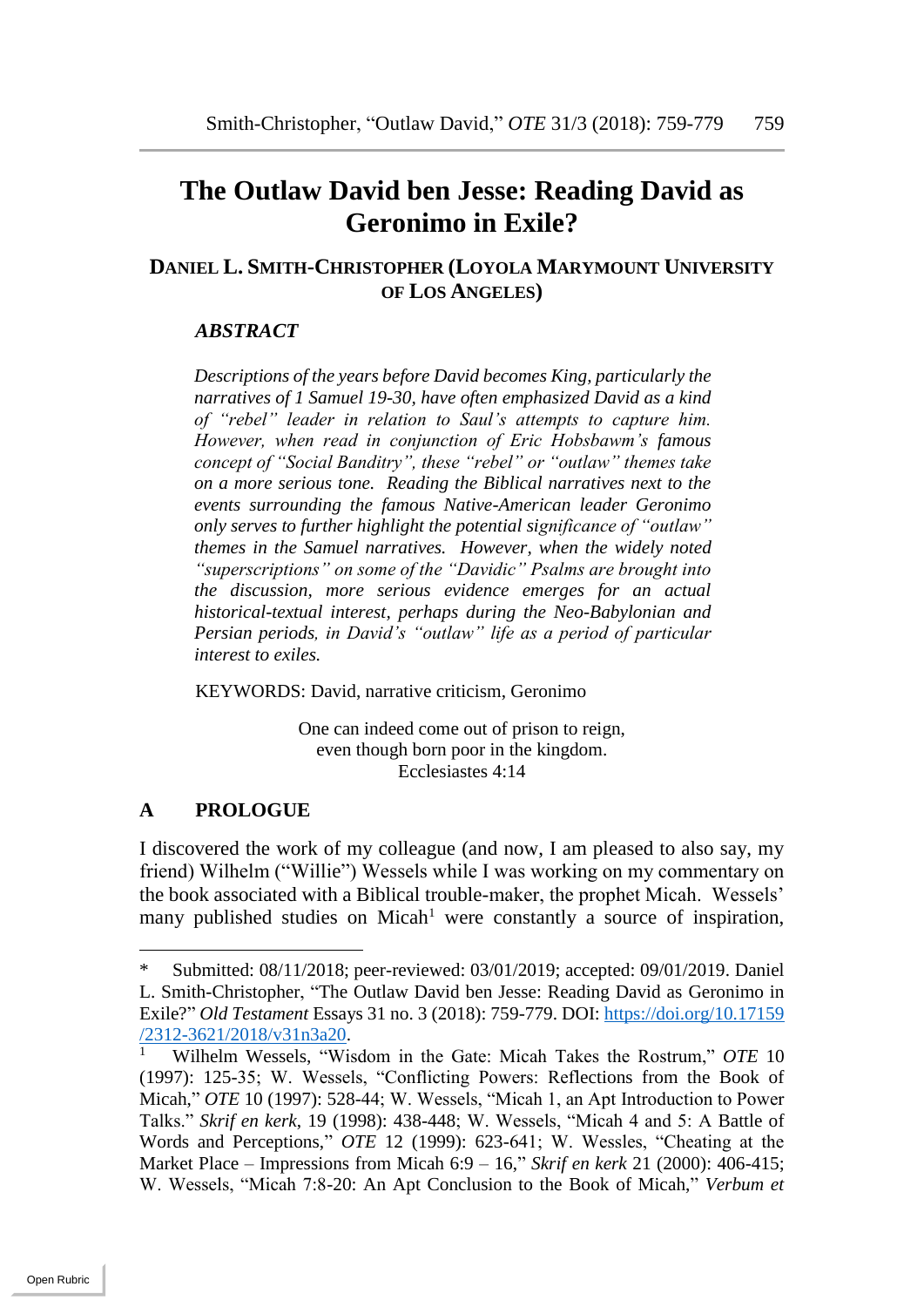# The Outlaw David ben Jesse: Reading David as Geronimo in Exile?

**DANIEL L. SMITH-CHRISTOPHER (LOYOLA MARYMOUNT UNIVERSITY OF LOS ANGELES)**

***ABSTRACT***

*Descriptions of the years before David becomes King, particularly the narratives of 1 Samuel 19-30, have often emphasized David as a kind of "rebel" leader in relation to Saul's attempts to capture him. However, when read in conjunction of Eric Hobsbawm's famous concept of "Social Banditry", these "rebel" or "outlaw" themes take on a more serious tone. Reading the Biblical narratives next to the events surrounding the famous Native-American leader Geronimo only serves to further highlight the potential significance of "outlaw" themes in the Samuel narratives. However, when the widely noted "superscriptions" on some of the "Davidic" Psalms are brought into the discussion, more serious evidence emerges for an actual historical-textual interest, perhaps during the Neo-Babylonian and Persian periods, in David's "outlaw" life as a period of particular interest to exiles.*

KEYWORDS: David, narrative criticism, Geronimo

One can indeed come out of prison to reign,
even though born poor in the kingdom.
Ecclesiastes 4:14

## A PROLOGUE

I discovered the work of my colleague (and now, I am pleased to also say, my friend) Wilhelm ("Willie") Wessels while I was working on my commentary on the book associated with a Biblical trouble-maker, the prophet Micah. Wessels' many published studies on Micah[1] were constantly a source of inspiration,

---

\* Submitted: 08/11/2018; peer-reviewed: 03/01/2019; accepted: 09/01/2019. Daniel L. Smith-Christopher, "The Outlaw David ben Jesse: Reading David as Geronimo in Exile?" *Old Testament* Essays 31 no. 3 (2018): 759-779. DOI: https://doi.org/10.17159/2312-3621/2018/v31n3a20.

[1] Wilhelm Wessels, "Wisdom in the Gate: Micah Takes the Rostrum," *OTE* 10 (1997): 125-35; W. Wessels, "Conflicting Powers: Reflections from the Book of Micah," *OTE* 10 (1997): 528-44; W. Wessels, "Micah 1, an Apt Introduction to Power Talks." *Skrif en kerk*, 19 (1998): 438-448; W. Wessels, "Micah 4 and 5: A Battle of Words and Perceptions," *OTE* 12 (1999): 623-641; W. Wessles, "Cheating at the Market Place – Impressions from Micah 6:9 – 16," *Skrif en kerk* 21 (2000): 406-415; W. Wessels, "Micah 7:8-20: An Apt Conclusion to the Book of Micah," *Verbum et*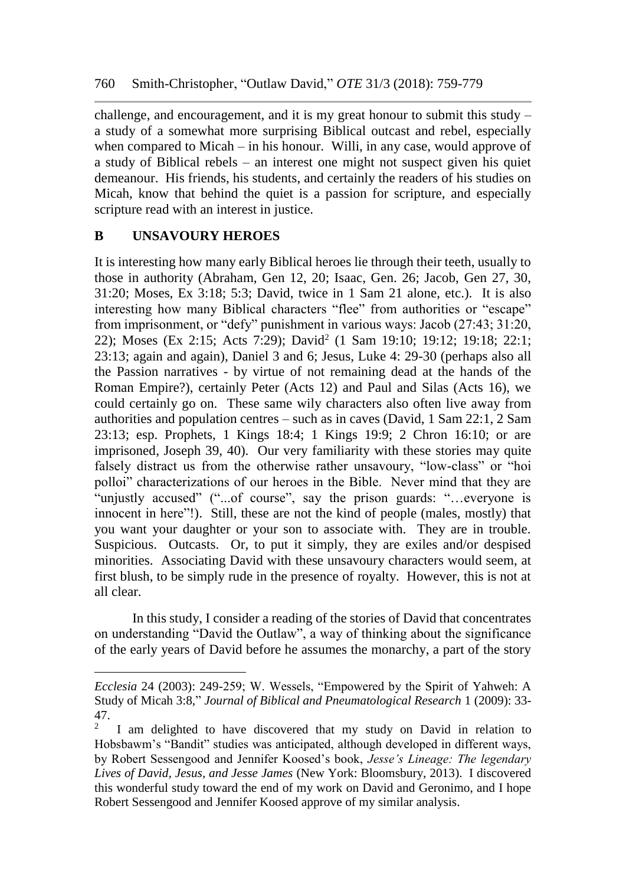challenge, and encouragement, and it is my great honour to submit this study – a study of a somewhat more surprising Biblical outcast and rebel, especially when compared to Micah – in his honour. Willi, in any case, would approve of a study of Biblical rebels – an interest one might not suspect given his quiet demeanour. His friends, his students, and certainly the readers of his studies on Micah, know that behind the quiet is a passion for scripture, and especially scripture read with an interest in justice.

## B UNSAVOURY HEROES

It is interesting how many early Biblical heroes lie through their teeth, usually to those in authority (Abraham, Gen 12, 20; Isaac, Gen. 26; Jacob, Gen 27, 30, 31:20; Moses, Ex 3:18; 5:3; David, twice in 1 Sam 21 alone, etc.). It is also interesting how many Biblical characters "flee" from authorities or "escape" from imprisonment, or "defy" punishment in various ways: Jacob (27:43; 31:20, 22); Moses (Ex 2:15; Acts 7:29); David[2] (1 Sam 19:10; 19:12; 19:18; 22:1; 23:13; again and again), Daniel 3 and 6; Jesus, Luke 4: 29-30 (perhaps also all the Passion narratives - by virtue of not remaining dead at the hands of the Roman Empire?), certainly Peter (Acts 12) and Paul and Silas (Acts 16), we could certainly go on. These same wily characters also often live away from authorities and population centres – such as in caves (David, 1 Sam 22:1, 2 Sam 23:13; esp. Prophets, 1 Kings 18:4; 1 Kings 19:9; 2 Chron 16:10; or are imprisoned, Joseph 39, 40). Our very familiarity with these stories may quite falsely distract us from the otherwise rather unsavoury, "low-class" or "hoi polloi" characterizations of our heroes in the Bible. Never mind that they are "unjustly accused" ("...of course", say the prison guards: "…everyone is innocent in here"!). Still, these are not the kind of people (males, mostly) that you want your daughter or your son to associate with. They are in trouble. Suspicious. Outcasts. Or, to put it simply, they are exiles and/or despised minorities. Associating David with these unsavoury characters would seem, at first blush, to be simply rude in the presence of royalty. However, this is not at all clear.

In this study, I consider a reading of the stories of David that concentrates on understanding "David the Outlaw", a way of thinking about the significance of the early years of David before he assumes the monarchy, a part of the story

---

*Ecclesia* 24 (2003): 249-259; W. Wessels, "Empowered by the Spirit of Yahweh: A Study of Micah 3:8," *Journal of Biblical and Pneumatological Research* 1 (2009): 33-47.

[2] I am delighted to have discovered that my study on David in relation to Hobsbawm's "Bandit" studies was anticipated, although developed in different ways, by Robert Sessengood and Jennifer Koosed's book, *Jesse's Lineage: The legendary Lives of David, Jesus, and Jesse James* (New York: Bloomsbury, 2013). I discovered this wonderful study toward the end of my work on David and Geronimo, and I hope Robert Sessengood and Jennifer Koosed approve of my similar analysis.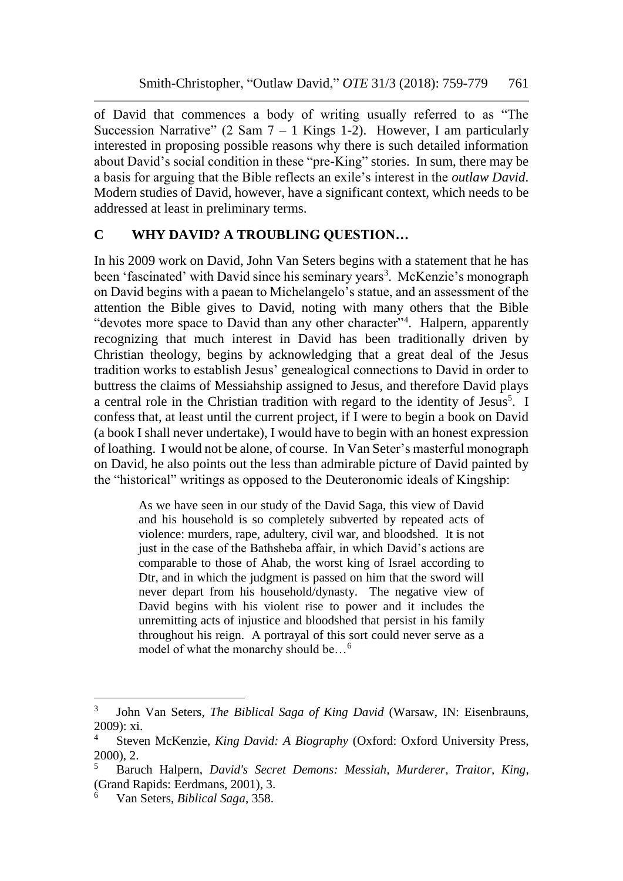of David that commences a body of writing usually referred to as "The Succession Narrative" (2 Sam 7 – 1 Kings 1-2). However, I am particularly interested in proposing possible reasons why there is such detailed information about David's social condition in these "pre-King" stories. In sum, there may be a basis for arguing that the Bible reflects an exile's interest in the *outlaw David*. Modern studies of David, however, have a significant context, which needs to be addressed at least in preliminary terms.

## C WHY DAVID? A TROUBLING QUESTION…

In his 2009 work on David, John Van Seters begins with a statement that he has been 'fascinated' with David since his seminary years[3]. McKenzie's monograph on David begins with a paean to Michelangelo's statue, and an assessment of the attention the Bible gives to David, noting with many others that the Bible "devotes more space to David than any other character"[4]. Halpern, apparently recognizing that much interest in David has been traditionally driven by Christian theology, begins by acknowledging that a great deal of the Jesus tradition works to establish Jesus' genealogical connections to David in order to buttress the claims of Messiahship assigned to Jesus, and therefore David plays a central role in the Christian tradition with regard to the identity of Jesus[5]. I confess that, at least until the current project, if I were to begin a book on David (a book I shall never undertake), I would have to begin with an honest expression of loathing. I would not be alone, of course. In Van Seter's masterful monograph on David, he also points out the less than admirable picture of David painted by the "historical" writings as opposed to the Deuteronomic ideals of Kingship:

> As we have seen in our study of the David Saga, this view of David and his household is so completely subverted by repeated acts of violence: murders, rape, adultery, civil war, and bloodshed. It is not just in the case of the Bathsheba affair, in which David's actions are comparable to those of Ahab, the worst king of Israel according to Dtr, and in which the judgment is passed on him that the sword will never depart from his household/dynasty. The negative view of David begins with his violent rise to power and it includes the unremitting acts of injustice and bloodshed that persist in his family throughout his reign. A portrayal of this sort could never serve as a model of what the monarchy should be…[6]

---

[3] John Van Seters, *The Biblical Saga of King David* (Warsaw, IN: Eisenbrauns, 2009): xi.

[4] Steven McKenzie, *King David: A Biography* (Oxford: Oxford University Press, 2000), 2.

[5] Baruch Halpern, *David's Secret Demons: Messiah, Murderer, Traitor, King*, (Grand Rapids: Eerdmans, 2001), 3.

[6] Van Seters, *Biblical Saga*, 358.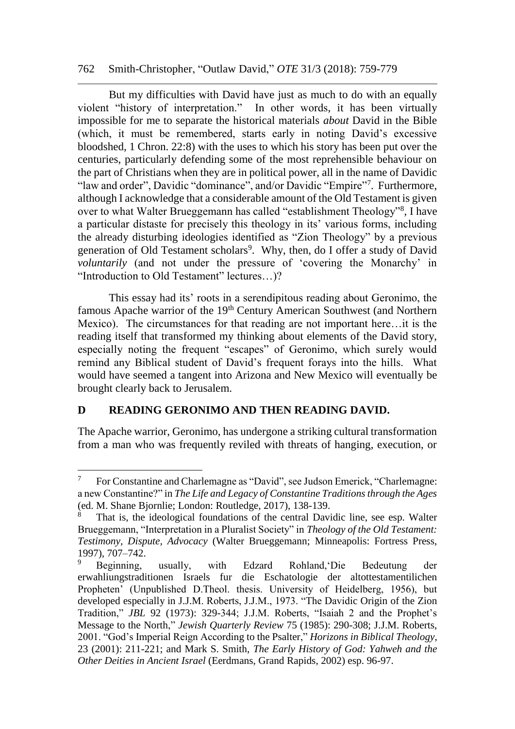But my difficulties with David have just as much to do with an equally violent "history of interpretation." In other words, it has been virtually impossible for me to separate the historical materials *about* David in the Bible (which, it must be remembered, starts early in noting David's excessive bloodshed, 1 Chron. 22:8) with the uses to which his story has been put over the centuries, particularly defending some of the most reprehensible behaviour on the part of Christians when they are in political power, all in the name of Davidic "law and order", Davidic "dominance", and/or Davidic "Empire"[7]. Furthermore, although I acknowledge that a considerable amount of the Old Testament is given over to what Walter Brueggemann has called "establishment Theology"[8], I have a particular distaste for precisely this theology in its' various forms, including the already disturbing ideologies identified as "Zion Theology" by a previous generation of Old Testament scholars[9]. Why, then, do I offer a study of David *voluntarily* (and not under the pressure of 'covering the Monarchy' in "Introduction to Old Testament" lectures…)?

This essay had its' roots in a serendipitous reading about Geronimo, the famous Apache warrior of the 19th Century American Southwest (and Northern Mexico). The circumstances for that reading are not important here…it is the reading itself that transformed my thinking about elements of the David story, especially noting the frequent "escapes" of Geronimo, which surely would remind any Biblical student of David's frequent forays into the hills. What would have seemed a tangent into Arizona and New Mexico will eventually be brought clearly back to Jerusalem.

## D READING GERONIMO AND THEN READING DAVID.

The Apache warrior, Geronimo, has undergone a striking cultural transformation from a man who was frequently reviled with threats of hanging, execution, or

---

[7] For Constantine and Charlemagne as "David", see Judson Emerick, "Charlemagne: a new Constantine?" in *The Life and Legacy of Constantine Traditions through the Ages* (ed. M. Shane Bjornlie; London: Routledge, 2017), 138-139.

[8] That is, the ideological foundations of the central Davidic line, see esp. Walter Brueggemann, "Interpretation in a Pluralist Society" in *Theology of the Old Testament: Testimony, Dispute, Advocacy* (Walter Brueggemann; Minneapolis: Fortress Press, 1997), 707–742.

[9] Beginning, usually, with Edzard Rohland,'Die Bedeutung der erwahliungstraditionen Israels fur die Eschatologie der altottestamentilichen Propheten' (Unpublished D.Theol. thesis. University of Heidelberg, 1956), but developed especially in J.J.M. Roberts, J.J.M., 1973. "The Davidic Origin of the Zion Tradition," *JBL* 92 (1973): 329-344; J.J.M. Roberts, "Isaiah 2 and the Prophet's Message to the North," *Jewish Quarterly Review* 75 (1985): 290-308; J.J.M. Roberts, 2001. "God's Imperial Reign According to the Psalter," *Horizons in Biblical Theology*, 23 (2001): 211-221; and Mark S. Smith, *The Early History of God: Yahweh and the Other Deities in Ancient Israel* (Eerdmans, Grand Rapids, 2002) esp. 96-97.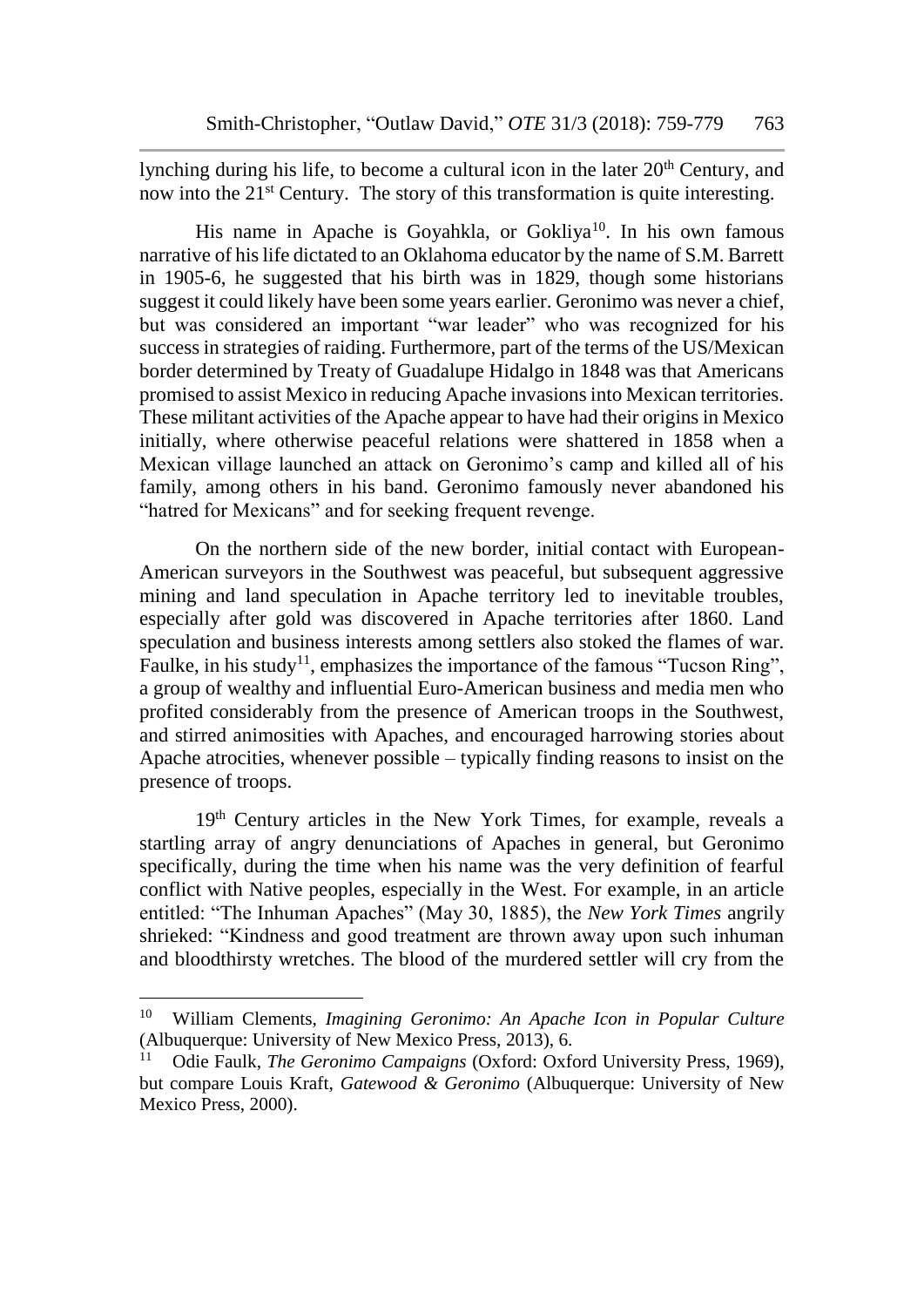lynching during his life, to become a cultural icon in the later 20th Century, and now into the 21st Century. The story of this transformation is quite interesting.

His name in Apache is Goyahkla, or Gokliya[10]. In his own famous narrative of his life dictated to an Oklahoma educator by the name of S.M. Barrett in 1905-6, he suggested that his birth was in 1829, though some historians suggest it could likely have been some years earlier. Geronimo was never a chief, but was considered an important "war leader" who was recognized for his success in strategies of raiding. Furthermore, part of the terms of the US/Mexican border determined by Treaty of Guadalupe Hidalgo in 1848 was that Americans promised to assist Mexico in reducing Apache invasions into Mexican territories. These militant activities of the Apache appear to have had their origins in Mexico initially, where otherwise peaceful relations were shattered in 1858 when a Mexican village launched an attack on Geronimo's camp and killed all of his family, among others in his band. Geronimo famously never abandoned his "hatred for Mexicans" and for seeking frequent revenge.

On the northern side of the new border, initial contact with European-American surveyors in the Southwest was peaceful, but subsequent aggressive mining and land speculation in Apache territory led to inevitable troubles, especially after gold was discovered in Apache territories after 1860. Land speculation and business interests among settlers also stoked the flames of war. Faulke, in his study[11], emphasizes the importance of the famous "Tucson Ring", a group of wealthy and influential Euro-American business and media men who profited considerably from the presence of American troops in the Southwest, and stirred animosities with Apaches, and encouraged harrowing stories about Apache atrocities, whenever possible – typically finding reasons to insist on the presence of troops.

19th Century articles in the New York Times, for example, reveals a startling array of angry denunciations of Apaches in general, but Geronimo specifically, during the time when his name was the very definition of fearful conflict with Native peoples, especially in the West. For example, in an article entitled: "The Inhuman Apaches" (May 30, 1885), the *New York Times* angrily shrieked: "Kindness and good treatment are thrown away upon such inhuman and bloodthirsty wretches. The blood of the murdered settler will cry from the

---

[10] William Clements, *Imagining Geronimo: An Apache Icon in Popular Culture* (Albuquerque: University of New Mexico Press, 2013), 6.

[11] Odie Faulk, *The Geronimo Campaigns* (Oxford: Oxford University Press, 1969), but compare Louis Kraft, *Gatewood & Geronimo* (Albuquerque: University of New Mexico Press, 2000).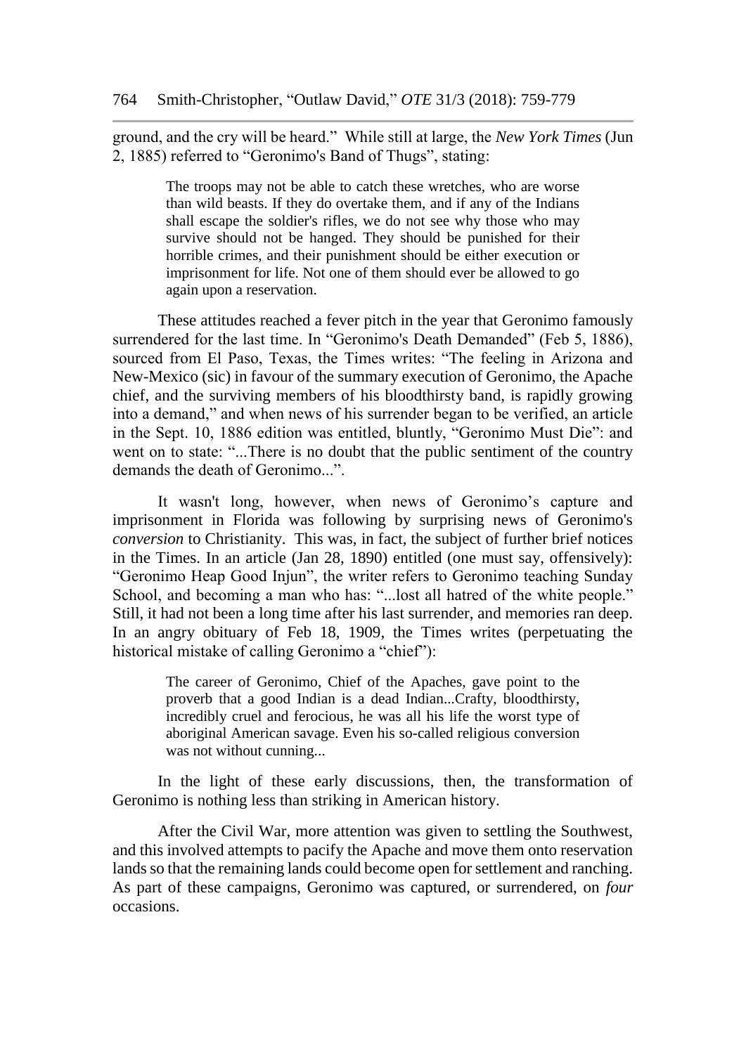ground, and the cry will be heard." While still at large, the *New York Times* (Jun 2, 1885) referred to "Geronimo's Band of Thugs", stating:

> The troops may not be able to catch these wretches, who are worse than wild beasts. If they do overtake them, and if any of the Indians shall escape the soldier's rifles, we do not see why those who may survive should not be hanged. They should be punished for their horrible crimes, and their punishment should be either execution or imprisonment for life. Not one of them should ever be allowed to go again upon a reservation.

These attitudes reached a fever pitch in the year that Geronimo famously surrendered for the last time. In "Geronimo's Death Demanded" (Feb 5, 1886), sourced from El Paso, Texas, the Times writes: "The feeling in Arizona and New-Mexico (sic) in favour of the summary execution of Geronimo, the Apache chief, and the surviving members of his bloodthirsty band, is rapidly growing into a demand," and when news of his surrender began to be verified, an article in the Sept. 10, 1886 edition was entitled, bluntly, "Geronimo Must Die": and went on to state: "...There is no doubt that the public sentiment of the country demands the death of Geronimo...".

It wasn't long, however, when news of Geronimo's capture and imprisonment in Florida was following by surprising news of Geronimo's *conversion* to Christianity. This was, in fact, the subject of further brief notices in the Times. In an article (Jan 28, 1890) entitled (one must say, offensively): "Geronimo Heap Good Injun", the writer refers to Geronimo teaching Sunday School, and becoming a man who has: "...lost all hatred of the white people." Still, it had not been a long time after his last surrender, and memories ran deep. In an angry obituary of Feb 18, 1909, the Times writes (perpetuating the historical mistake of calling Geronimo a "chief"):

> The career of Geronimo, Chief of the Apaches, gave point to the proverb that a good Indian is a dead Indian...Crafty, bloodthirsty, incredibly cruel and ferocious, he was all his life the worst type of aboriginal American savage. Even his so-called religious conversion was not without cunning...

In the light of these early discussions, then, the transformation of Geronimo is nothing less than striking in American history.

After the Civil War, more attention was given to settling the Southwest, and this involved attempts to pacify the Apache and move them onto reservation lands so that the remaining lands could become open for settlement and ranching. As part of these campaigns, Geronimo was captured, or surrendered, on *four* occasions.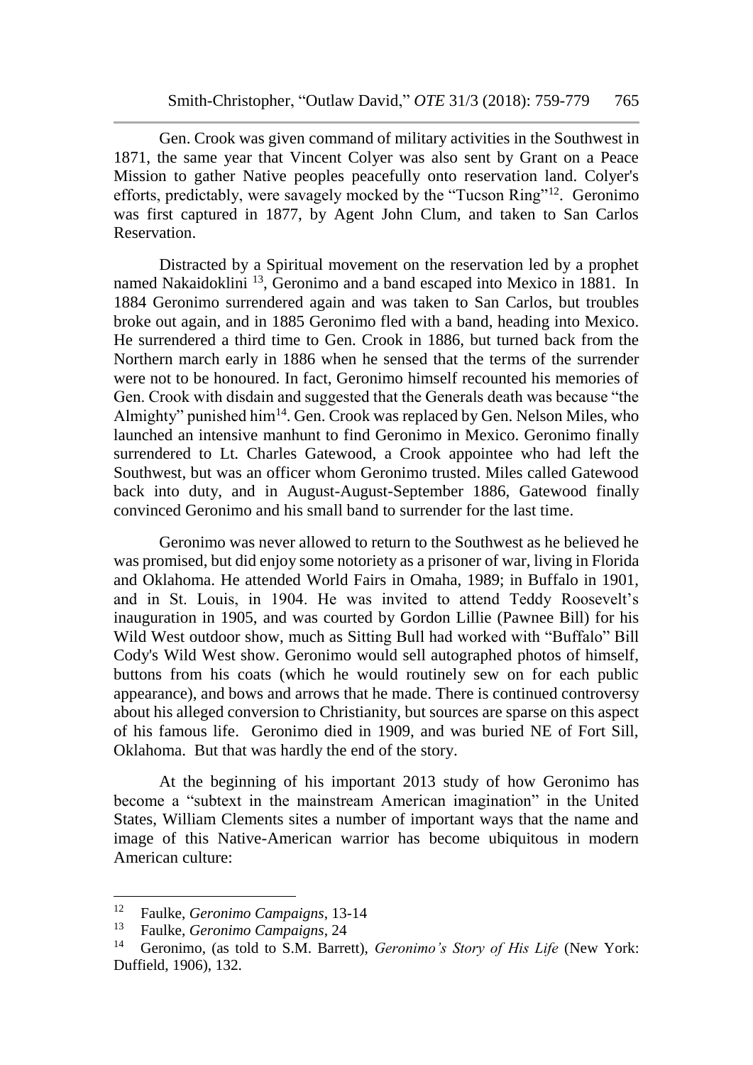Gen. Crook was given command of military activities in the Southwest in 1871, the same year that Vincent Colyer was also sent by Grant on a Peace Mission to gather Native peoples peacefully onto reservation land. Colyer's efforts, predictably, were savagely mocked by the "Tucson Ring"[12]. Geronimo was first captured in 1877, by Agent John Clum, and taken to San Carlos Reservation.

Distracted by a Spiritual movement on the reservation led by a prophet named Nakaidoklini [13], Geronimo and a band escaped into Mexico in 1881. In 1884 Geronimo surrendered again and was taken to San Carlos, but troubles broke out again, and in 1885 Geronimo fled with a band, heading into Mexico. He surrendered a third time to Gen. Crook in 1886, but turned back from the Northern march early in 1886 when he sensed that the terms of the surrender were not to be honoured. In fact, Geronimo himself recounted his memories of Gen. Crook with disdain and suggested that the Generals death was because "the Almighty" punished him[14]. Gen. Crook was replaced by Gen. Nelson Miles, who launched an intensive manhunt to find Geronimo in Mexico. Geronimo finally surrendered to Lt. Charles Gatewood, a Crook appointee who had left the Southwest, but was an officer whom Geronimo trusted. Miles called Gatewood back into duty, and in August-August-September 1886, Gatewood finally convinced Geronimo and his small band to surrender for the last time.

Geronimo was never allowed to return to the Southwest as he believed he was promised, but did enjoy some notoriety as a prisoner of war, living in Florida and Oklahoma. He attended World Fairs in Omaha, 1989; in Buffalo in 1901, and in St. Louis, in 1904. He was invited to attend Teddy Roosevelt's inauguration in 1905, and was courted by Gordon Lillie (Pawnee Bill) for his Wild West outdoor show, much as Sitting Bull had worked with "Buffalo" Bill Cody's Wild West show. Geronimo would sell autographed photos of himself, buttons from his coats (which he would routinely sew on for each public appearance), and bows and arrows that he made. There is continued controversy about his alleged conversion to Christianity, but sources are sparse on this aspect of his famous life. Geronimo died in 1909, and was buried NE of Fort Sill, Oklahoma. But that was hardly the end of the story.

At the beginning of his important 2013 study of how Geronimo has become a "subtext in the mainstream American imagination" in the United States, William Clements sites a number of important ways that the name and image of this Native-American warrior has become ubiquitous in modern American culture:

---

[12] Faulke, *Geronimo Campaigns*, 13-14

[13] Faulke, *Geronimo Campaigns*, 24

[14] Geronimo, (as told to S.M. Barrett), *Geronimo's Story of His Life* (New York: Duffield, 1906), 132.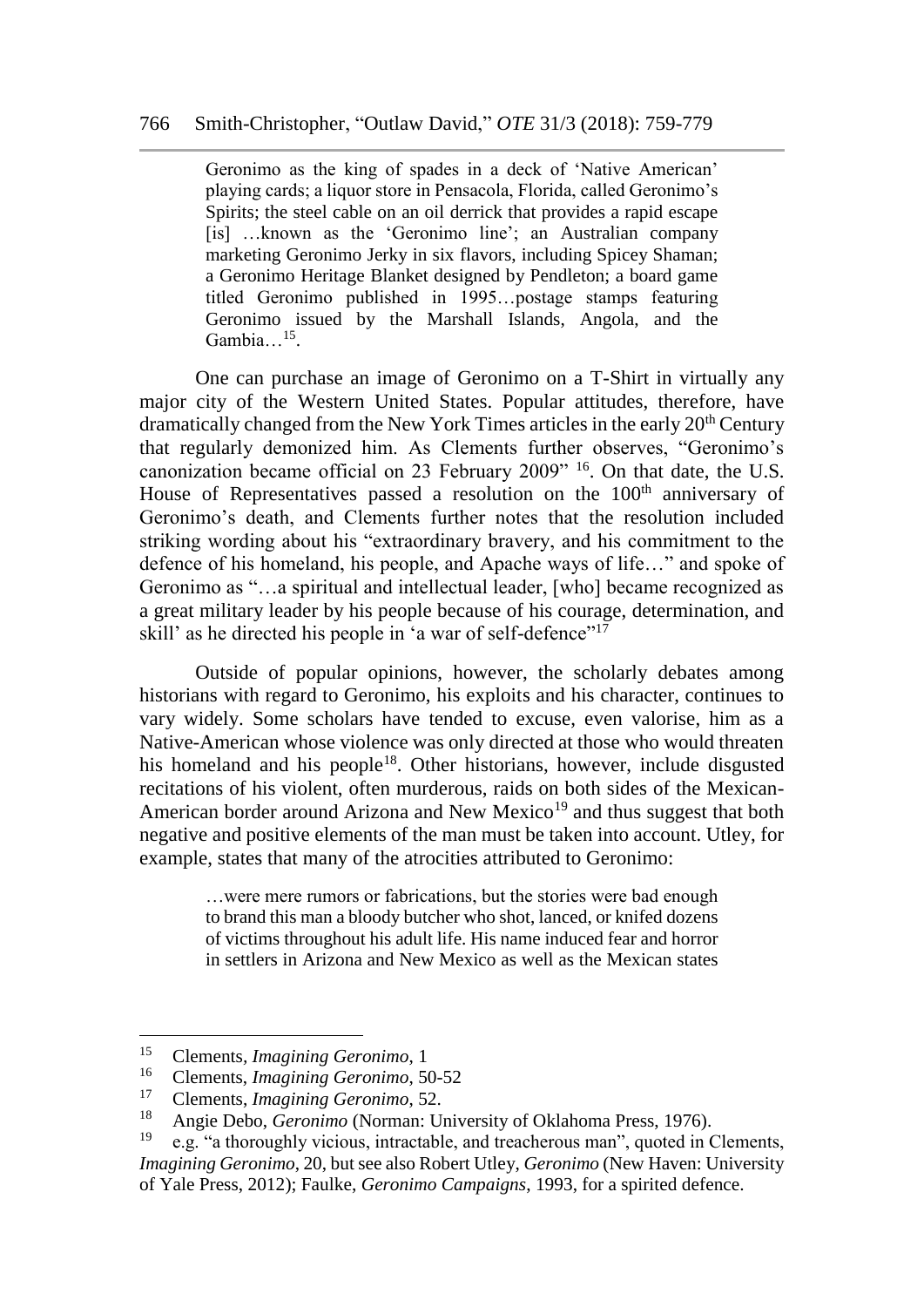> Geronimo as the king of spades in a deck of 'Native American' playing cards; a liquor store in Pensacola, Florida, called Geronimo's Spirits; the steel cable on an oil derrick that provides a rapid escape [is] …known as the 'Geronimo line'; an Australian company marketing Geronimo Jerky in six flavors, including Spicey Shaman; a Geronimo Heritage Blanket designed by Pendleton; a board game titled Geronimo published in 1995…postage stamps featuring Geronimo issued by the Marshall Islands, Angola, and the Gambia…[15].

One can purchase an image of Geronimo on a T-Shirt in virtually any major city of the Western United States. Popular attitudes, therefore, have dramatically changed from the New York Times articles in the early 20th Century that regularly demonized him. As Clements further observes, "Geronimo's canonization became official on 23 February 2009" [16]. On that date, the U.S. House of Representatives passed a resolution on the 100th anniversary of Geronimo's death, and Clements further notes that the resolution included striking wording about his "extraordinary bravery, and his commitment to the defence of his homeland, his people, and Apache ways of life…" and spoke of Geronimo as "…a spiritual and intellectual leader, [who] became recognized as a great military leader by his people because of his courage, determination, and skill' as he directed his people in 'a war of self-defence"[17]

Outside of popular opinions, however, the scholarly debates among historians with regard to Geronimo, his exploits and his character, continues to vary widely. Some scholars have tended to excuse, even valorise, him as a Native-American whose violence was only directed at those who would threaten his homeland and his people[18]. Other historians, however, include disgusted recitations of his violent, often murderous, raids on both sides of the Mexican-American border around Arizona and New Mexico[19] and thus suggest that both negative and positive elements of the man must be taken into account. Utley, for example, states that many of the atrocities attributed to Geronimo:

> …were mere rumors or fabrications, but the stories were bad enough to brand this man a bloody butcher who shot, lanced, or knifed dozens of victims throughout his adult life. His name induced fear and horror in settlers in Arizona and New Mexico as well as the Mexican states

---

[15] Clements, *Imagining Geronimo*, 1

[16] Clements, *Imagining Geronimo*, 50-52

[17] Clements, *Imagining Geronimo*, 52.

[18] Angie Debo, *Geronimo* (Norman: University of Oklahoma Press, 1976).

[19] e.g. "a thoroughly vicious, intractable, and treacherous man", quoted in Clements, *Imagining Geronimo*, 20, but see also Robert Utley, *Geronimo* (New Haven: University of Yale Press, 2012); Faulke, *Geronimo Campaigns*, 1993, for a spirited defence.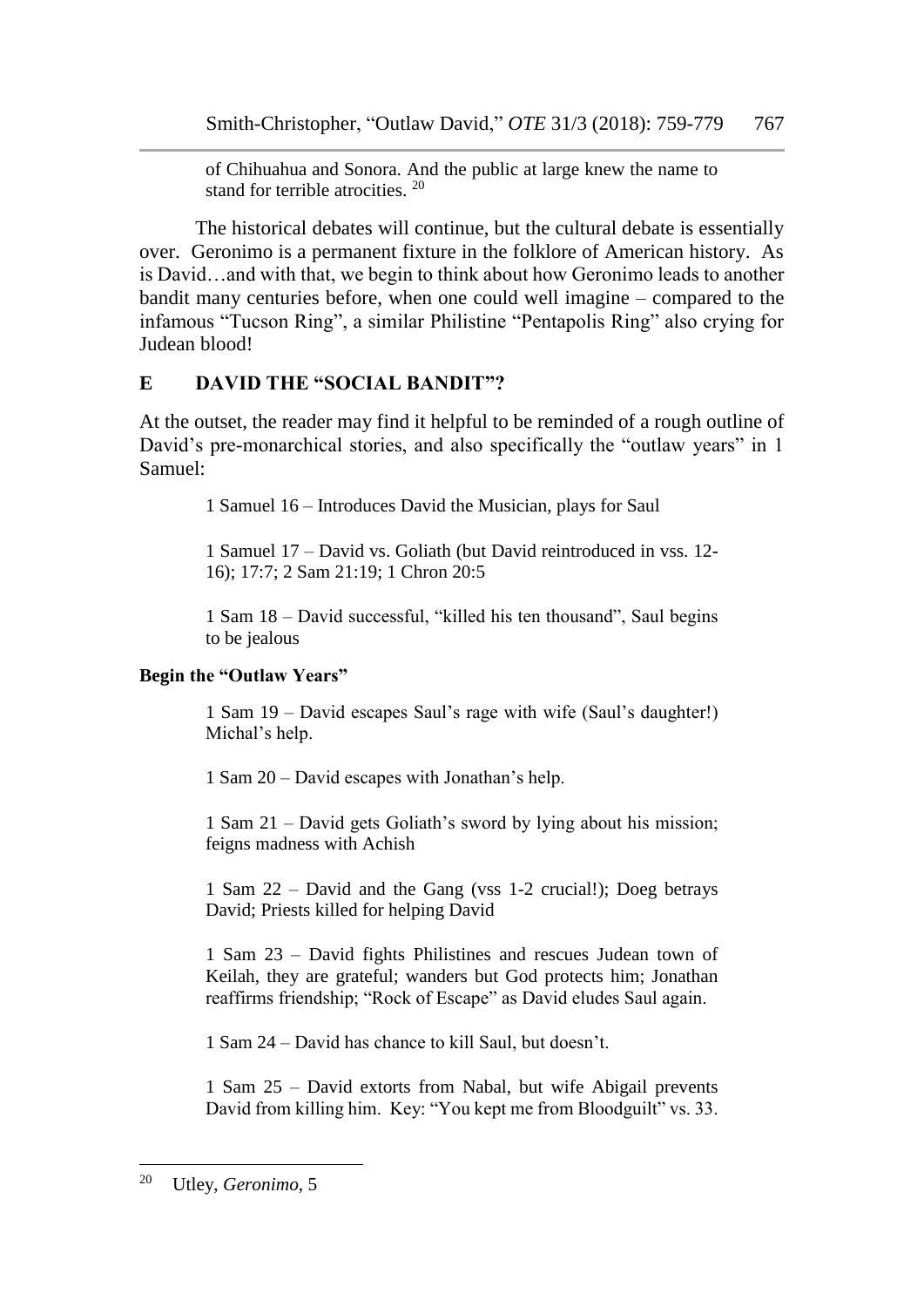of Chihuahua and Sonora. And the public at large knew the name to stand for terrible atrocities. [20]

The historical debates will continue, but the cultural debate is essentially over. Geronimo is a permanent fixture in the folklore of American history. As is David…and with that, we begin to think about how Geronimo leads to another bandit many centuries before, when one could well imagine – compared to the infamous "Tucson Ring", a similar Philistine "Pentapolis Ring" also crying for Judean blood!

## E DAVID THE "SOCIAL BANDIT"?

At the outset, the reader may find it helpful to be reminded of a rough outline of David's pre-monarchical stories, and also specifically the "outlaw years" in 1 Samuel:

1 Samuel 16 – Introduces David the Musician, plays for Saul

1 Samuel 17 – David vs. Goliath (but David reintroduced in vss. 12-16); 17:7; 2 Sam 21:19; 1 Chron 20:5

1 Sam 18 – David successful, "killed his ten thousand", Saul begins to be jealous

**Begin the "Outlaw Years"**

1 Sam 19 – David escapes Saul's rage with wife (Saul's daughter!) Michal's help.

1 Sam 20 – David escapes with Jonathan's help.

1 Sam 21 – David gets Goliath's sword by lying about his mission; feigns madness with Achish

1 Sam 22 – David and the Gang (vss 1-2 crucial!); Doeg betrays David; Priests killed for helping David

1 Sam 23 – David fights Philistines and rescues Judean town of Keilah, they are grateful; wanders but God protects him; Jonathan reaffirms friendship; "Rock of Escape" as David eludes Saul again.

1 Sam 24 – David has chance to kill Saul, but doesn't.

1 Sam 25 – David extorts from Nabal, but wife Abigail prevents David from killing him. Key: "You kept me from Bloodguilt" vs. 33.

---

[20] Utley, *Geronimo*, 5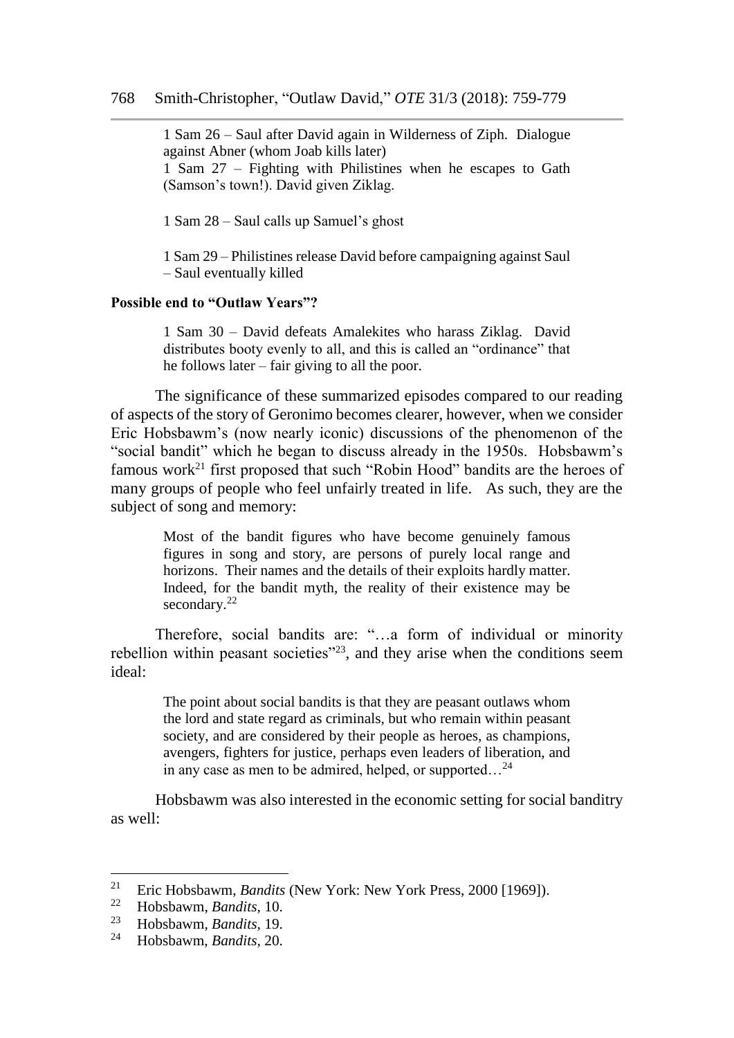1 Sam 26 – Saul after David again in Wilderness of Ziph. Dialogue against Abner (whom Joab kills later)

1 Sam 27 – Fighting with Philistines when he escapes to Gath (Samson's town!). David given Ziklag.

1 Sam 28 – Saul calls up Samuel's ghost

1 Sam 29 – Philistines release David before campaigning against Saul – Saul eventually killed

**Possible end to "Outlaw Years"?**

1 Sam 30 – David defeats Amalekites who harass Ziklag. David distributes booty evenly to all, and this is called an "ordinance" that he follows later – fair giving to all the poor.

The significance of these summarized episodes compared to our reading of aspects of the story of Geronimo becomes clearer, however, when we consider Eric Hobsbawm's (now nearly iconic) discussions of the phenomenon of the "social bandit" which he began to discuss already in the 1950s. Hobsbawm's famous work[21] first proposed that such "Robin Hood" bandits are the heroes of many groups of people who feel unfairly treated in life. As such, they are the subject of song and memory:

> Most of the bandit figures who have become genuinely famous figures in song and story, are persons of purely local range and horizons. Their names and the details of their exploits hardly matter. Indeed, for the bandit myth, the reality of their existence may be secondary.[22]

Therefore, social bandits are: "…a form of individual or minority rebellion within peasant societies"[23], and they arise when the conditions seem ideal:

> The point about social bandits is that they are peasant outlaws whom the lord and state regard as criminals, but who remain within peasant society, and are considered by their people as heroes, as champions, avengers, fighters for justice, perhaps even leaders of liberation, and in any case as men to be admired, helped, or supported…[24]

Hobsbawm was also interested in the economic setting for social banditry as well:

---

[21] Eric Hobsbawm, *Bandits* (New York: New York Press, 2000 [1969]).

[22] Hobsbawm, *Bandits*, 10.

[23] Hobsbawm, *Bandits*, 19.

[24] Hobsbawm, *Bandits*, 20.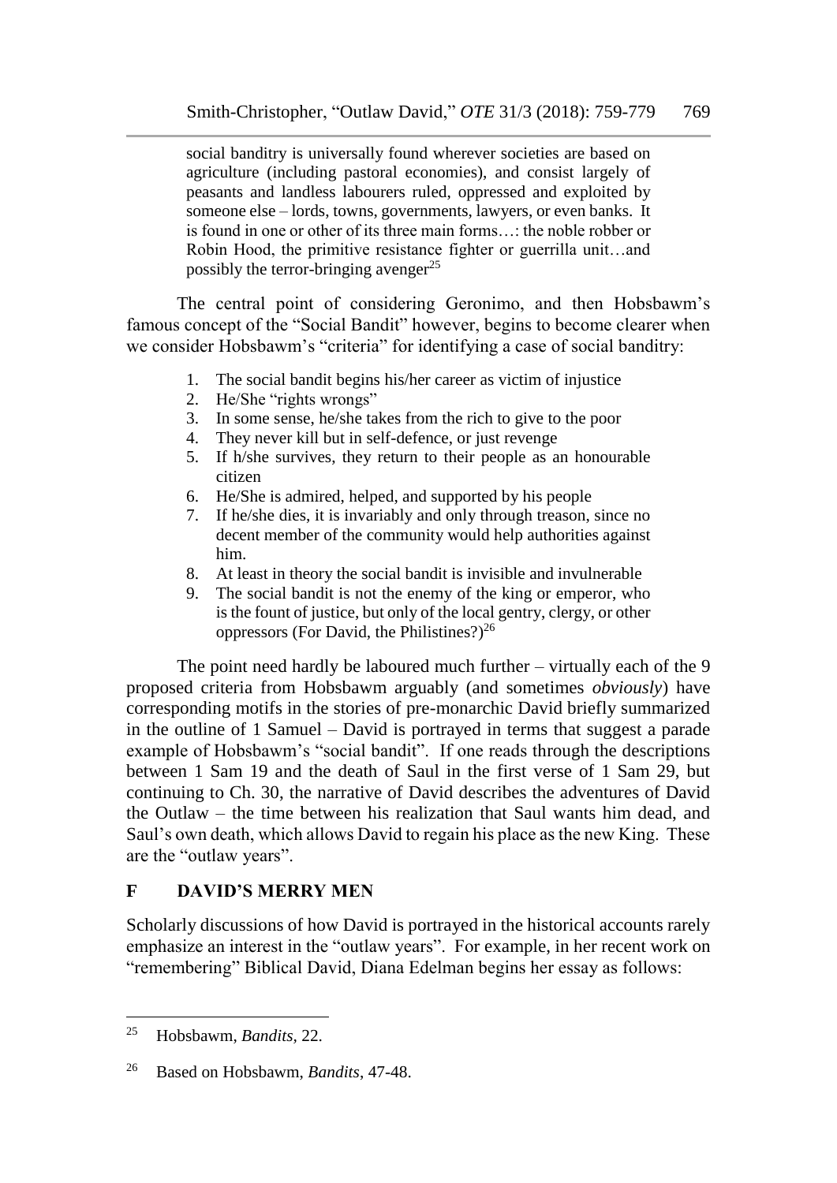> social banditry is universally found wherever societies are based on agriculture (including pastoral economies), and consist largely of peasants and landless labourers ruled, oppressed and exploited by someone else – lords, towns, governments, lawyers, or even banks. It is found in one or other of its three main forms…: the noble robber or Robin Hood, the primitive resistance fighter or guerrilla unit…and possibly the terror-bringing avenger[25]

The central point of considering Geronimo, and then Hobsbawm's famous concept of the "Social Bandit" however, begins to become clearer when we consider Hobsbawm's "criteria" for identifying a case of social banditry:

1. The social bandit begins his/her career as victim of injustice
2. He/She "rights wrongs"
3. In some sense, he/she takes from the rich to give to the poor
4. They never kill but in self-defence, or just revenge
5. If h/she survives, they return to their people as an honourable citizen
6. He/She is admired, helped, and supported by his people
7. If he/she dies, it is invariably and only through treason, since no decent member of the community would help authorities against him.
8. At least in theory the social bandit is invisible and invulnerable
9. The social bandit is not the enemy of the king or emperor, who is the fount of justice, but only of the local gentry, clergy, or other oppressors (For David, the Philistines?)[26]

The point need hardly be laboured much further – virtually each of the 9 proposed criteria from Hobsbawm arguably (and sometimes *obviously*) have corresponding motifs in the stories of pre-monarchic David briefly summarized in the outline of 1 Samuel – David is portrayed in terms that suggest a parade example of Hobsbawm's "social bandit". If one reads through the descriptions between 1 Sam 19 and the death of Saul in the first verse of 1 Sam 29, but continuing to Ch. 30, the narrative of David describes the adventures of David the Outlaw – the time between his realization that Saul wants him dead, and Saul's own death, which allows David to regain his place as the new King. These are the "outlaw years".

## F DAVID'S MERRY MEN

Scholarly discussions of how David is portrayed in the historical accounts rarely emphasize an interest in the "outlaw years". For example, in her recent work on "remembering" Biblical David, Diana Edelman begins her essay as follows:

---

[25] Hobsbawm, *Bandits,* 22.

[26] Based on Hobsbawm, *Bandits*, 47-48.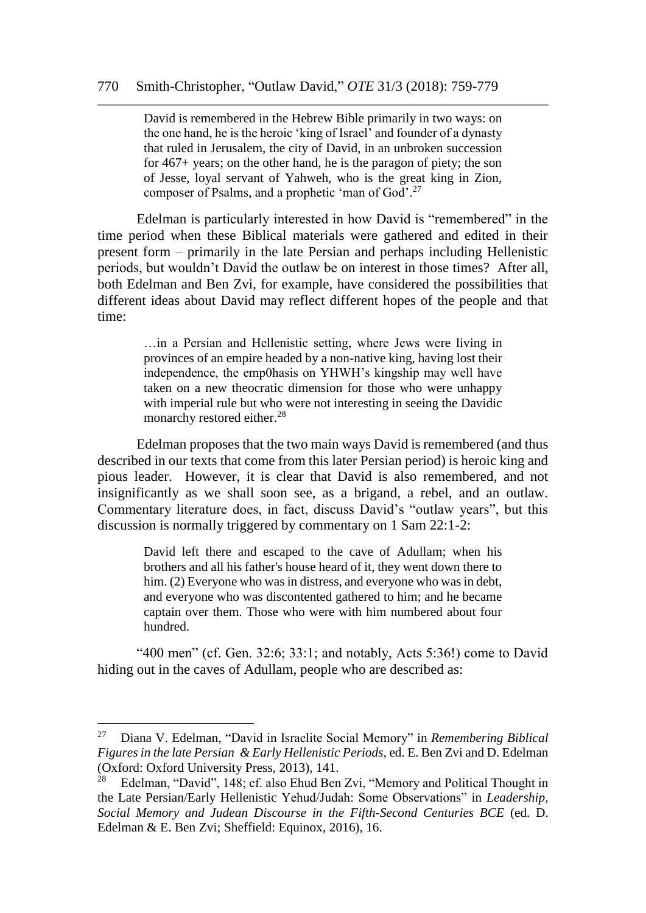> David is remembered in the Hebrew Bible primarily in two ways: on the one hand, he is the heroic 'king of Israel' and founder of a dynasty that ruled in Jerusalem, the city of David, in an unbroken succession for 467+ years; on the other hand, he is the paragon of piety; the son of Jesse, loyal servant of Yahweh, who is the great king in Zion, composer of Psalms, and a prophetic 'man of God'.[27]

Edelman is particularly interested in how David is "remembered" in the time period when these Biblical materials were gathered and edited in their present form – primarily in the late Persian and perhaps including Hellenistic periods, but wouldn't David the outlaw be on interest in those times? After all, both Edelman and Ben Zvi, for example, have considered the possibilities that different ideas about David may reflect different hopes of the people and that time:

> …in a Persian and Hellenistic setting, where Jews were living in provinces of an empire headed by a non-native king, having lost their independence, the emp0hasis on YHWH's kingship may well have taken on a new theocratic dimension for those who were unhappy with imperial rule but who were not interesting in seeing the Davidic monarchy restored either.[28]

Edelman proposes that the two main ways David is remembered (and thus described in our texts that come from this later Persian period) is heroic king and pious leader. However, it is clear that David is also remembered, and not insignificantly as we shall soon see, as a brigand, a rebel, and an outlaw. Commentary literature does, in fact, discuss David's "outlaw years", but this discussion is normally triggered by commentary on 1 Sam 22:1-2:

> David left there and escaped to the cave of Adullam; when his brothers and all his father's house heard of it, they went down there to him. (2) Everyone who was in distress, and everyone who was in debt, and everyone who was discontented gathered to him; and he became captain over them. Those who were with him numbered about four hundred.

"400 men" (cf. Gen. 32:6; 33:1; and notably, Acts 5:36!) come to David hiding out in the caves of Adullam, people who are described as:

---

[27] Diana V. Edelman, "David in Israelite Social Memory" in *Remembering Biblical Figures in the late Persian & Early Hellenistic Periods,* ed. E. Ben Zvi and D. Edelman (Oxford: Oxford University Press, 2013), 141.

[28] Edelman, "David", 148; cf. also Ehud Ben Zvi, "Memory and Political Thought in the Late Persian/Early Hellenistic Yehud/Judah: Some Observations" in *Leadership, Social Memory and Judean Discourse in the Fifth-Second Centuries BCE* (ed. D. Edelman & E. Ben Zvi; Sheffield: Equinox, 2016), 16.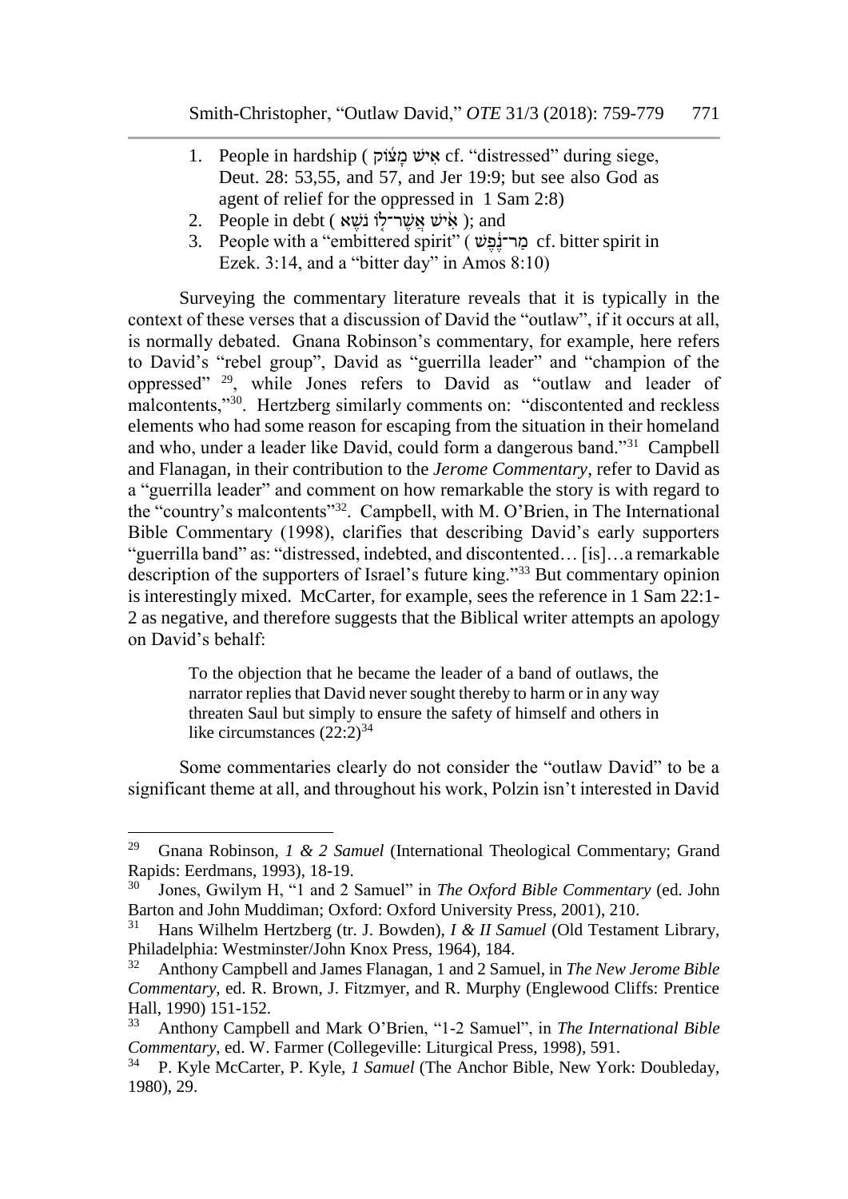1. People in hardship ( אִישׁ מָצוֹק cf. "distressed" during siege, Deut. 28: 53,55, and 57, and Jer 19:9; but see also God as agent of relief for the oppressed in 1 Sam 2:8)
2. People in debt ( אִישׁ אֲשֶׁר־לוֹ נֹשֶׁא ); and
3. People with a "embittered spirit" ( מַר־נֶפֶשׁ cf. bitter spirit in Ezek. 3:14, and a "bitter day" in Amos 8:10)

Surveying the commentary literature reveals that it is typically in the context of these verses that a discussion of David the "outlaw", if it occurs at all, is normally debated. Gnana Robinson's commentary, for example, here refers to David's "rebel group", David as "guerrilla leader" and "champion of the oppressed" [29], while Jones refers to David as "outlaw and leader of malcontents,"[30]. Hertzberg similarly comments on: "discontented and reckless elements who had some reason for escaping from the situation in their homeland and who, under a leader like David, could form a dangerous band."[31] Campbell and Flanagan, in their contribution to the *Jerome Commentary*, refer to David as a "guerrilla leader" and comment on how remarkable the story is with regard to the "country's malcontents"[32]. Campbell, with M. O'Brien, in The International Bible Commentary (1998), clarifies that describing David's early supporters "guerrilla band" as: "distressed, indebted, and discontented… [is]…a remarkable description of the supporters of Israel's future king."[33] But commentary opinion is interestingly mixed. McCarter, for example, sees the reference in 1 Sam 22:1-2 as negative, and therefore suggests that the Biblical writer attempts an apology on David's behalf:

> To the objection that he became the leader of a band of outlaws, the narrator replies that David never sought thereby to harm or in any way threaten Saul but simply to ensure the safety of himself and others in like circumstances (22:2)[34]

Some commentaries clearly do not consider the "outlaw David" to be a significant theme at all, and throughout his work, Polzin isn't interested in David

---

[29] Gnana Robinson, *1 & 2 Samuel* (International Theological Commentary; Grand Rapids: Eerdmans, 1993), 18-19.

[30] Jones, Gwilym H, "1 and 2 Samuel" in *The Oxford Bible Commentary* (ed. John Barton and John Muddiman; Oxford: Oxford University Press, 2001), 210.

[31] Hans Wilhelm Hertzberg (tr. J. Bowden), *I & II Samuel* (Old Testament Library, Philadelphia: Westminster/John Knox Press, 1964), 184.

[32] Anthony Campbell and James Flanagan, 1 and 2 Samuel, in *The New Jerome Bible Commentary*, ed. R. Brown, J. Fitzmyer, and R. Murphy (Englewood Cliffs: Prentice Hall, 1990) 151-152.

[33] Anthony Campbell and Mark O'Brien, "1-2 Samuel", in *The International Bible Commentary*, ed. W. Farmer (Collegeville: Liturgical Press, 1998), 591.

[34] P. Kyle McCarter, P. Kyle, *1 Samuel* (The Anchor Bible, New York: Doubleday, 1980), 29.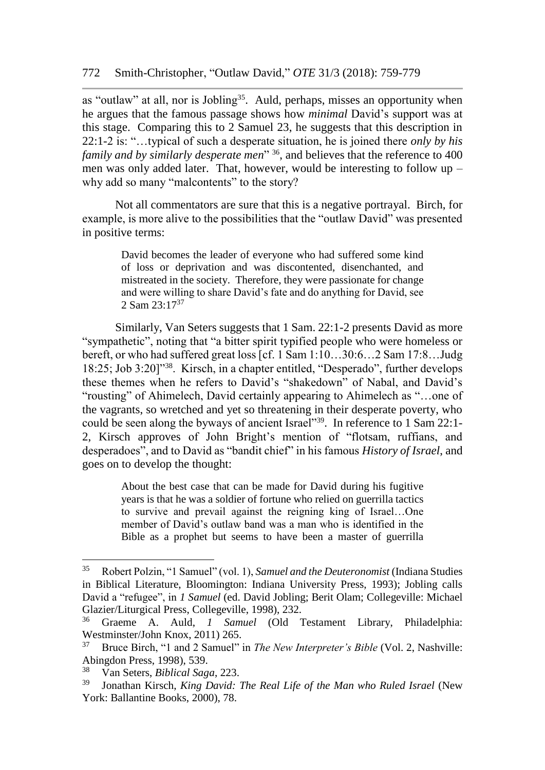as "outlaw" at all, nor is Jobling[35]. Auld, perhaps, misses an opportunity when he argues that the famous passage shows how *minimal* David's support was at this stage. Comparing this to 2 Samuel 23, he suggests that this description in 22:1-2 is: "…typical of such a desperate situation, he is joined there *only by his family and by similarly desperate men*" [36], and believes that the reference to 400 men was only added later. That, however, would be interesting to follow up – why add so many "malcontents" to the story?

Not all commentators are sure that this is a negative portrayal. Birch, for example, is more alive to the possibilities that the "outlaw David" was presented in positive terms:

> David becomes the leader of everyone who had suffered some kind of loss or deprivation and was discontented, disenchanted, and mistreated in the society. Therefore, they were passionate for change and were willing to share David's fate and do anything for David, see 2 Sam 23:17[37]

Similarly, Van Seters suggests that 1 Sam. 22:1-2 presents David as more "sympathetic", noting that "a bitter spirit typified people who were homeless or bereft, or who had suffered great loss [cf. 1 Sam 1:10…30:6…2 Sam 17:8…Judg 18:25; Job 3:20]"[38]. Kirsch, in a chapter entitled, "Desperado", further develops these themes when he refers to David's "shakedown" of Nabal, and David's "rousting" of Ahimelech, David certainly appearing to Ahimelech as "…one of the vagrants, so wretched and yet so threatening in their desperate poverty, who could be seen along the byways of ancient Israel"[39]. In reference to 1 Sam 22:1-2, Kirsch approves of John Bright's mention of "flotsam, ruffians, and desperadoes", and to David as "bandit chief" in his famous *History of Israel*, and goes on to develop the thought:

> About the best case that can be made for David during his fugitive years is that he was a soldier of fortune who relied on guerrilla tactics to survive and prevail against the reigning king of Israel…One member of David's outlaw band was a man who is identified in the Bible as a prophet but seems to have been a master of guerrilla

---

[35] Robert Polzin, "1 Samuel" (vol. 1), *Samuel and the Deuteronomist* (Indiana Studies in Biblical Literature, Bloomington: Indiana University Press, 1993); Jobling calls David a "refugee", in *1 Samuel* (ed. David Jobling; Berit Olam; Collegeville: Michael Glazier/Liturgical Press, Collegeville, 1998), 232.

[36] Graeme A. Auld, *1 Samuel* (Old Testament Library, Philadelphia: Westminster/John Knox, 2011) 265.

[37] Bruce Birch, "1 and 2 Samuel" in *The New Interpreter's Bible* (Vol. 2, Nashville: Abingdon Press, 1998), 539.

[38] Van Seters, *Biblical Saga*, 223.

[39] Jonathan Kirsch, *King David: The Real Life of the Man who Ruled Israel* (New York: Ballantine Books, 2000), 78.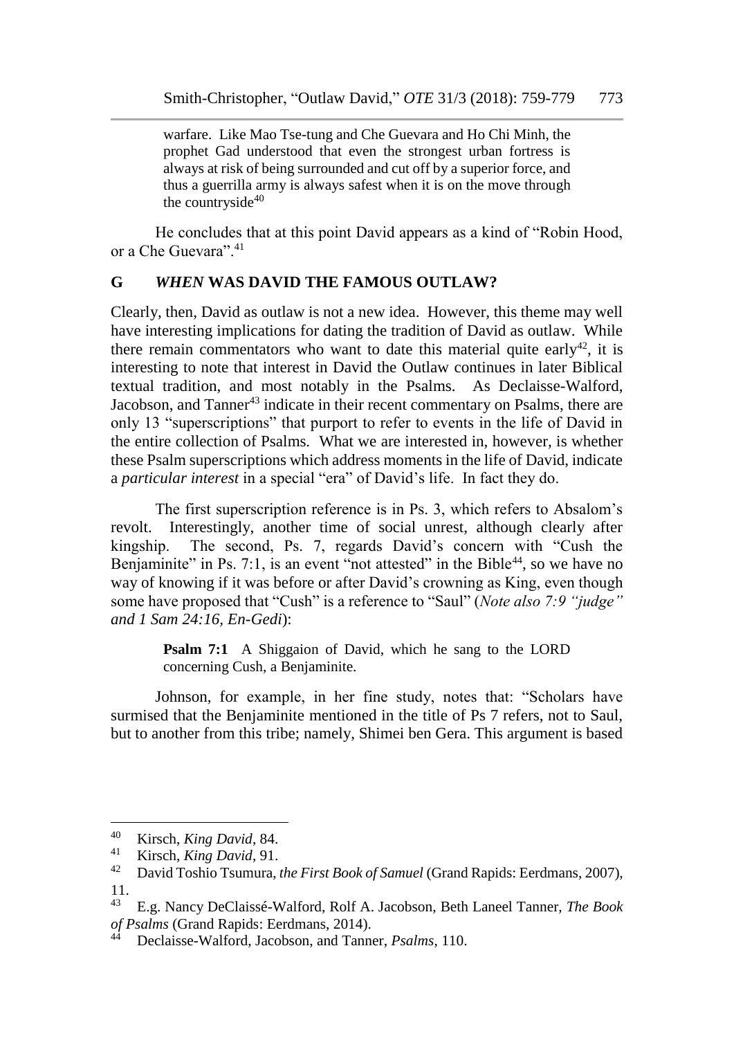> warfare. Like Mao Tse-tung and Che Guevara and Ho Chi Minh, the prophet Gad understood that even the strongest urban fortress is always at risk of being surrounded and cut off by a superior force, and thus a guerrilla army is always safest when it is on the move through the countryside[40]

He concludes that at this point David appears as a kind of "Robin Hood, or a Che Guevara".[41]

## G *WHEN* WAS DAVID THE FAMOUS OUTLAW?

Clearly, then, David as outlaw is not a new idea. However, this theme may well have interesting implications for dating the tradition of David as outlaw. While there remain commentators who want to date this material quite early[42], it is interesting to note that interest in David the Outlaw continues in later Biblical textual tradition, and most notably in the Psalms. As Declaisse-Walford, Jacobson, and Tanner[43] indicate in their recent commentary on Psalms, there are only 13 "superscriptions" that purport to refer to events in the life of David in the entire collection of Psalms. What we are interested in, however, is whether these Psalm superscriptions which address moments in the life of David, indicate a *particular interest* in a special "era" of David's life. In fact they do.

The first superscription reference is in Ps. 3, which refers to Absalom's revolt. Interestingly, another time of social unrest, although clearly after kingship. The second, Ps. 7, regards David's concern with "Cush the Benjaminite" in Ps. 7:1, is an event "not attested" in the Bible[44], so we have no way of knowing if it was before or after David's crowning as King, even though some have proposed that "Cush" is a reference to "Saul" (*Note also 7:9 "judge" and 1 Sam 24:16, En-Gedi*):

> **Psalm 7:1** A Shiggaion of David, which he sang to the LORD concerning Cush, a Benjaminite.

Johnson, for example, in her fine study, notes that: "Scholars have surmised that the Benjaminite mentioned in the title of Ps 7 refers, not to Saul, but to another from this tribe; namely, Shimei ben Gera. This argument is based

---

[40] Kirsch, *King David*, 84.

[41] Kirsch, *King David*, 91.

[42] David Toshio Tsumura, *the First Book of Samuel* (Grand Rapids: Eerdmans, 2007), 11.

[43] E.g. Nancy DeClaissé-Walford, Rolf A. Jacobson, Beth Laneel Tanner, *The Book of Psalms* (Grand Rapids: Eerdmans, 2014).

[44] Declaisse-Walford, Jacobson, and Tanner, *Psalms*, 110.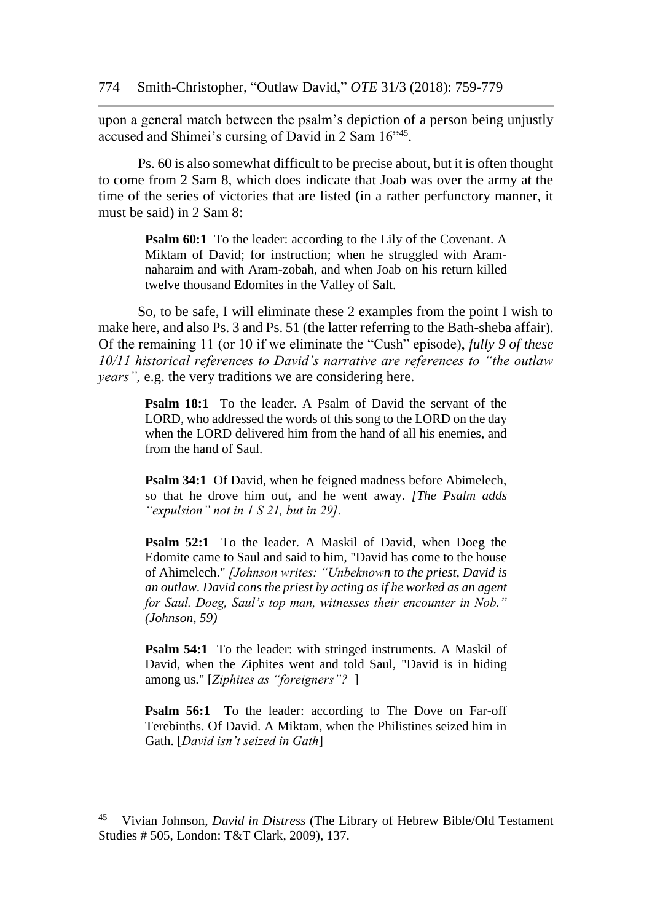upon a general match between the psalm's depiction of a person being unjustly accused and Shimei's cursing of David in 2 Sam 16"[45].

Ps. 60 is also somewhat difficult to be precise about, but it is often thought to come from 2 Sam 8, which does indicate that Joab was over the army at the time of the series of victories that are listed (in a rather perfunctory manner, it must be said) in 2 Sam 8:

> **Psalm 60:1** To the leader: according to the Lily of the Covenant. A Miktam of David; for instruction; when he struggled with Aram-naharaim and with Aram-zobah, and when Joab on his return killed twelve thousand Edomites in the Valley of Salt.

So, to be safe, I will eliminate these 2 examples from the point I wish to make here, and also Ps. 3 and Ps. 51 (the latter referring to the Bath-sheba affair). Of the remaining 11 (or 10 if we eliminate the "Cush" episode), *fully 9 of these 10/11 historical references to David's narrative are references to "the outlaw years",* e.g. the very traditions we are considering here.

> **Psalm 18:1** To the leader. A Psalm of David the servant of the LORD, who addressed the words of this song to the LORD on the day when the LORD delivered him from the hand of all his enemies, and from the hand of Saul.
>
> **Psalm 34:1** Of David, when he feigned madness before Abimelech, so that he drove him out, and he went away. *[The Psalm adds "expulsion" not in 1 S 21, but in 29].*
>
> **Psalm 52:1** To the leader. A Maskil of David, when Doeg the Edomite came to Saul and said to him, "David has come to the house of Ahimelech." *[Johnson writes: "Unbeknown to the priest, David is an outlaw. David cons the priest by acting as if he worked as an agent for Saul. Doeg, Saul's top man, witnesses their encounter in Nob." (Johnson, 59)*
>
> **Psalm 54:1** To the leader: with stringed instruments. A Maskil of David, when the Ziphites went and told Saul, "David is in hiding among us." [*Ziphites as "foreigners"?* ]
>
> **Psalm 56:1** To the leader: according to The Dove on Far-off Terebinths. Of David. A Miktam, when the Philistines seized him in Gath. [*David isn't seized in Gath*]

---

[45] Vivian Johnson, *David in Distress* (The Library of Hebrew Bible/Old Testament Studies # 505, London: T&T Clark, 2009), 137.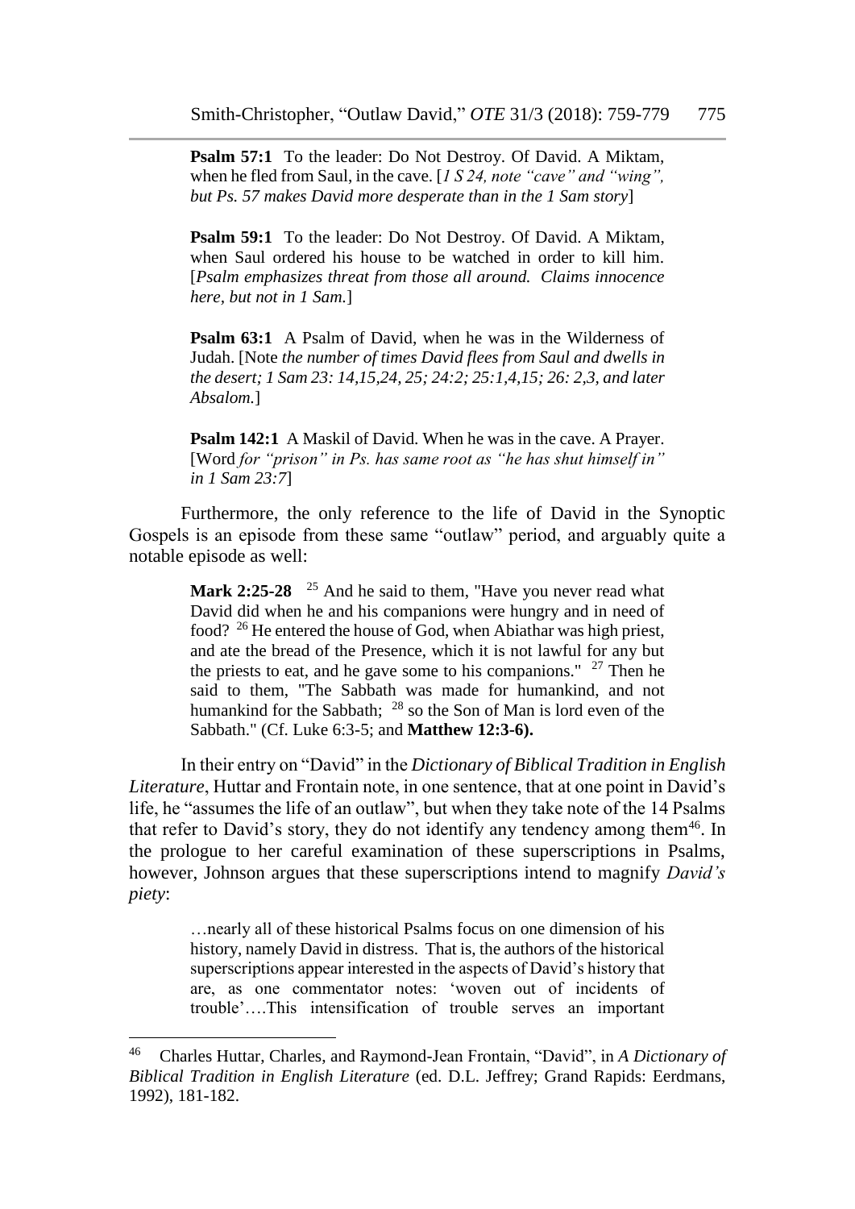> **Psalm 57:1** To the leader: Do Not Destroy. Of David. A Miktam, when he fled from Saul, in the cave. [*1 S 24, note "cave" and "wing", but Ps. 57 makes David more desperate than in the 1 Sam story*]

> **Psalm 59:1** To the leader: Do Not Destroy. Of David. A Miktam, when Saul ordered his house to be watched in order to kill him. [*Psalm emphasizes threat from those all around. Claims innocence here, but not in 1 Sam.*]

> **Psalm 63:1** A Psalm of David, when he was in the Wilderness of Judah. [Note *the number of times David flees from Saul and dwells in the desert; 1 Sam 23: 14,15,24, 25; 24:2; 25:1,4,15; 26: 2,3, and later Absalom.*]

> **Psalm 142:1** A Maskil of David. When he was in the cave. A Prayer. [Word *for "prison" in Ps. has same root as "he has shut himself in" in 1 Sam 23:7*]

Furthermore, the only reference to the life of David in the Synoptic Gospels is an episode from these same "outlaw" period, and arguably quite a notable episode as well:

> **Mark 2:25-28** [25] And he said to them, "Have you never read what David did when he and his companions were hungry and in need of food? [26] He entered the house of God, when Abiathar was high priest, and ate the bread of the Presence, which it is not lawful for any but the priests to eat, and he gave some to his companions." [27] Then he said to them, "The Sabbath was made for humankind, and not humankind for the Sabbath; [28] so the Son of Man is lord even of the Sabbath." (Cf. Luke 6:3-5; and **Matthew 12:3-6).**

In their entry on "David" in the *Dictionary of Biblical Tradition in English Literature*, Huttar and Frontain note, in one sentence, that at one point in David's life, he "assumes the life of an outlaw", but when they take note of the 14 Psalms that refer to David's story, they do not identify any tendency among them[46]. In the prologue to her careful examination of these superscriptions in Psalms, however, Johnson argues that these superscriptions intend to magnify *David's piety*:

> …nearly all of these historical Psalms focus on one dimension of his history, namely David in distress. That is, the authors of the historical superscriptions appear interested in the aspects of David's history that are, as one commentator notes: 'woven out of incidents of trouble'….This intensification of trouble serves an important

---

[46] Charles Huttar, Charles, and Raymond-Jean Frontain, "David", in *A Dictionary of Biblical Tradition in English Literature* (ed. D.L. Jeffrey; Grand Rapids: Eerdmans, 1992), 181-182.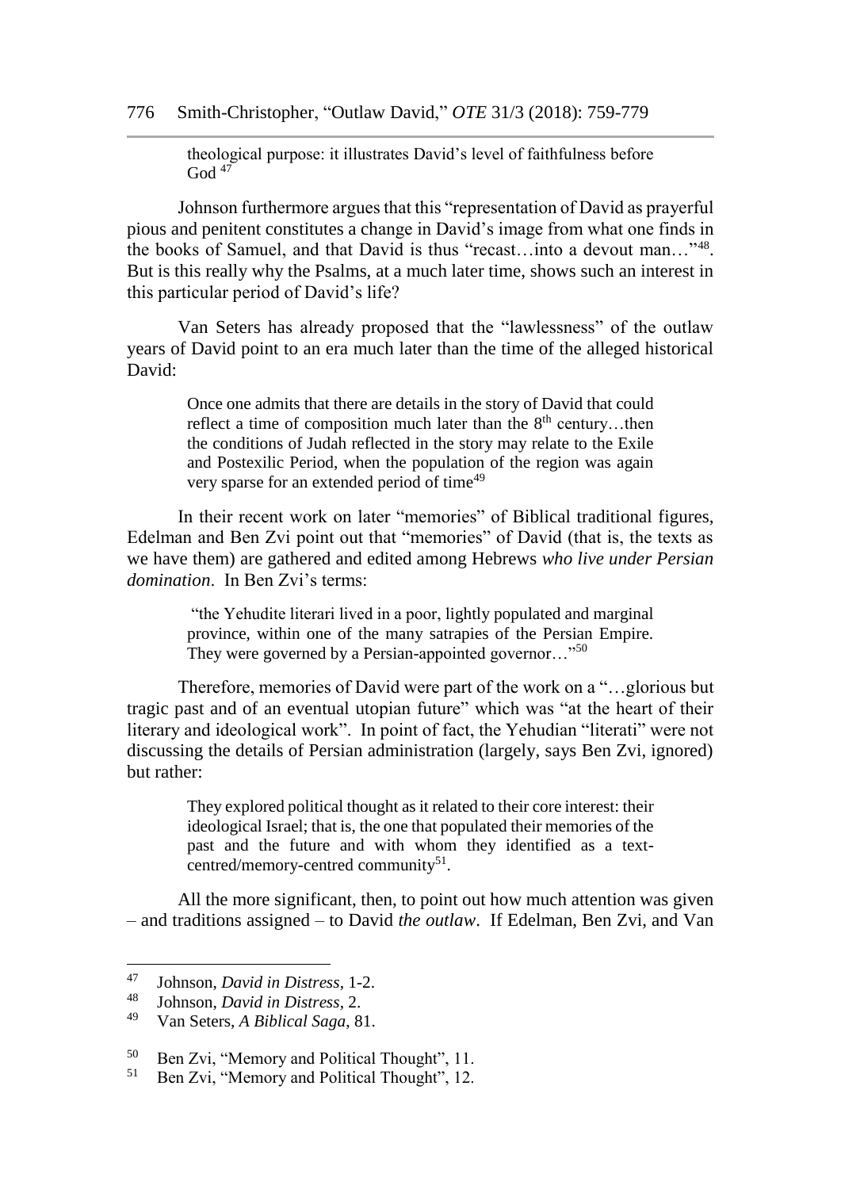> theological purpose: it illustrates David's level of faithfulness before God [47]

Johnson furthermore argues that this "representation of David as prayerful pious and penitent constitutes a change in David's image from what one finds in the books of Samuel, and that David is thus "recast…into a devout man…"[48]. But is this really why the Psalms, at a much later time, shows such an interest in this particular period of David's life?

Van Seters has already proposed that the "lawlessness" of the outlaw years of David point to an era much later than the time of the alleged historical David:

> Once one admits that there are details in the story of David that could reflect a time of composition much later than the 8th century…then the conditions of Judah reflected in the story may relate to the Exile and Postexilic Period, when the population of the region was again very sparse for an extended period of time[49]

In their recent work on later "memories" of Biblical traditional figures, Edelman and Ben Zvi point out that "memories" of David (that is, the texts as we have them) are gathered and edited among Hebrews *who live under Persian domination*. In Ben Zvi's terms:

> "the Yehudite literari lived in a poor, lightly populated and marginal province, within one of the many satrapies of the Persian Empire. They were governed by a Persian-appointed governor…"[50]

Therefore, memories of David were part of the work on a "…glorious but tragic past and of an eventual utopian future" which was "at the heart of their literary and ideological work". In point of fact, the Yehudian "literati" were not discussing the details of Persian administration (largely, says Ben Zvi, ignored) but rather:

> They explored political thought as it related to their core interest: their ideological Israel; that is, the one that populated their memories of the past and the future and with whom they identified as a text-centred/memory-centred community[51].

All the more significant, then, to point out how much attention was given – and traditions assigned – to David *the outlaw*. If Edelman, Ben Zvi, and Van

---

[47] Johnson, *David in Distress*, 1-2.

[48] Johnson, *David in Distress*, 2.

[49] Van Seters, *A Biblical Saga*, 81.

[50] Ben Zvi, "Memory and Political Thought", 11.

[51] Ben Zvi, "Memory and Political Thought", 12.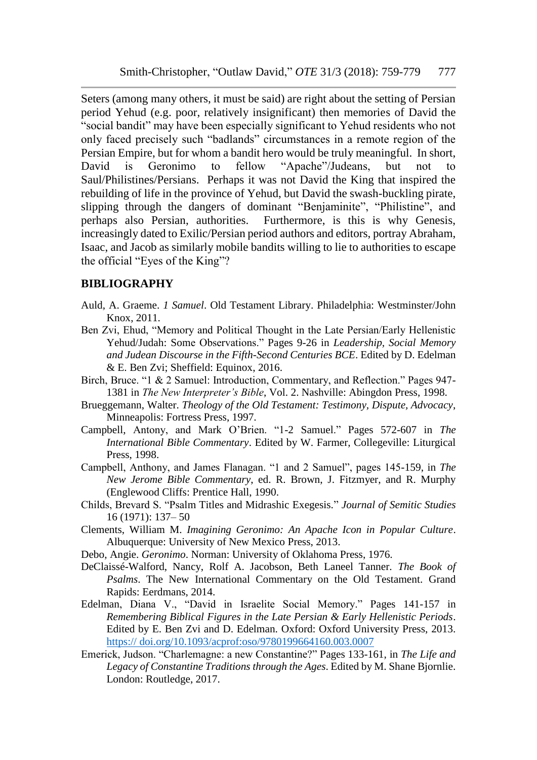Seters (among many others, it must be said) are right about the setting of Persian period Yehud (e.g. poor, relatively insignificant) then memories of David the "social bandit" may have been especially significant to Yehud residents who not only faced precisely such "badlands" circumstances in a remote region of the Persian Empire, but for whom a bandit hero would be truly meaningful. In short, David is Geronimo to fellow "Apache"/Judeans, but not to Saul/Philistines/Persians. Perhaps it was not David the King that inspired the rebuilding of life in the province of Yehud, but David the swash-buckling pirate, slipping through the dangers of dominant "Benjaminite", "Philistine", and perhaps also Persian, authorities. Furthermore, is this is why Genesis, increasingly dated to Exilic/Persian period authors and editors, portray Abraham, Isaac, and Jacob as similarly mobile bandits willing to lie to authorities to escape the official "Eyes of the King"?

## BIBLIOGRAPHY

Auld, A. Graeme. *1 Samuel*. Old Testament Library. Philadelphia: Westminster/John Knox, 2011.

Ben Zvi, Ehud, "Memory and Political Thought in the Late Persian/Early Hellenistic Yehud/Judah: Some Observations." Pages 9-26 in *Leadership, Social Memory and Judean Discourse in the Fifth-Second Centuries BCE*. Edited by D. Edelman & E. Ben Zvi; Sheffield: Equinox, 2016.

Birch, Bruce. "1 & 2 Samuel: Introduction, Commentary, and Reflection." Pages 947-1381 in *The New Interpreter's Bible*, Vol. 2. Nashville: Abingdon Press, 1998.

Brueggemann, Walter. *Theology of the Old Testament: Testimony, Dispute, Advocacy*, Minneapolis: Fortress Press, 1997.

Campbell, Antony, and Mark O'Brien. "1-2 Samuel." Pages 572-607 in *The International Bible Commentary*. Edited by W. Farmer, Collegeville: Liturgical Press, 1998.

Campbell, Anthony, and James Flanagan. "1 and 2 Samuel", pages 145-159, in *The New Jerome Bible Commentary*, ed. R. Brown, J. Fitzmyer, and R. Murphy (Englewood Cliffs: Prentice Hall, 1990.

Childs, Brevard S. "Psalm Titles and Midrashic Exegesis." *Journal of Semitic Studies* 16 (1971): 137– 50

Clements, William M. *Imagining Geronimo: An Apache Icon in Popular Culture*. Albuquerque: University of New Mexico Press, 2013.

Debo, Angie. *Geronimo*. Norman: University of Oklahoma Press, 1976.

DeClaissé-Walford, Nancy, Rolf A. Jacobson, Beth Laneel Tanner. *The Book of Psalms*. The New International Commentary on the Old Testament. Grand Rapids: Eerdmans, 2014.

Edelman, Diana V., "David in Israelite Social Memory." Pages 141-157 in *Remembering Biblical Figures in the Late Persian & Early Hellenistic Periods*. Edited by E. Ben Zvi and D. Edelman. Oxford: Oxford University Press, 2013. https:// doi.org/10.1093/acprof:oso/9780199664160.003.0007

Emerick, Judson. "Charlemagne: a new Constantine?" Pages 133-161, in *The Life and Legacy of Constantine Traditions through the Ages*. Edited by M. Shane Bjornlie. London: Routledge, 2017.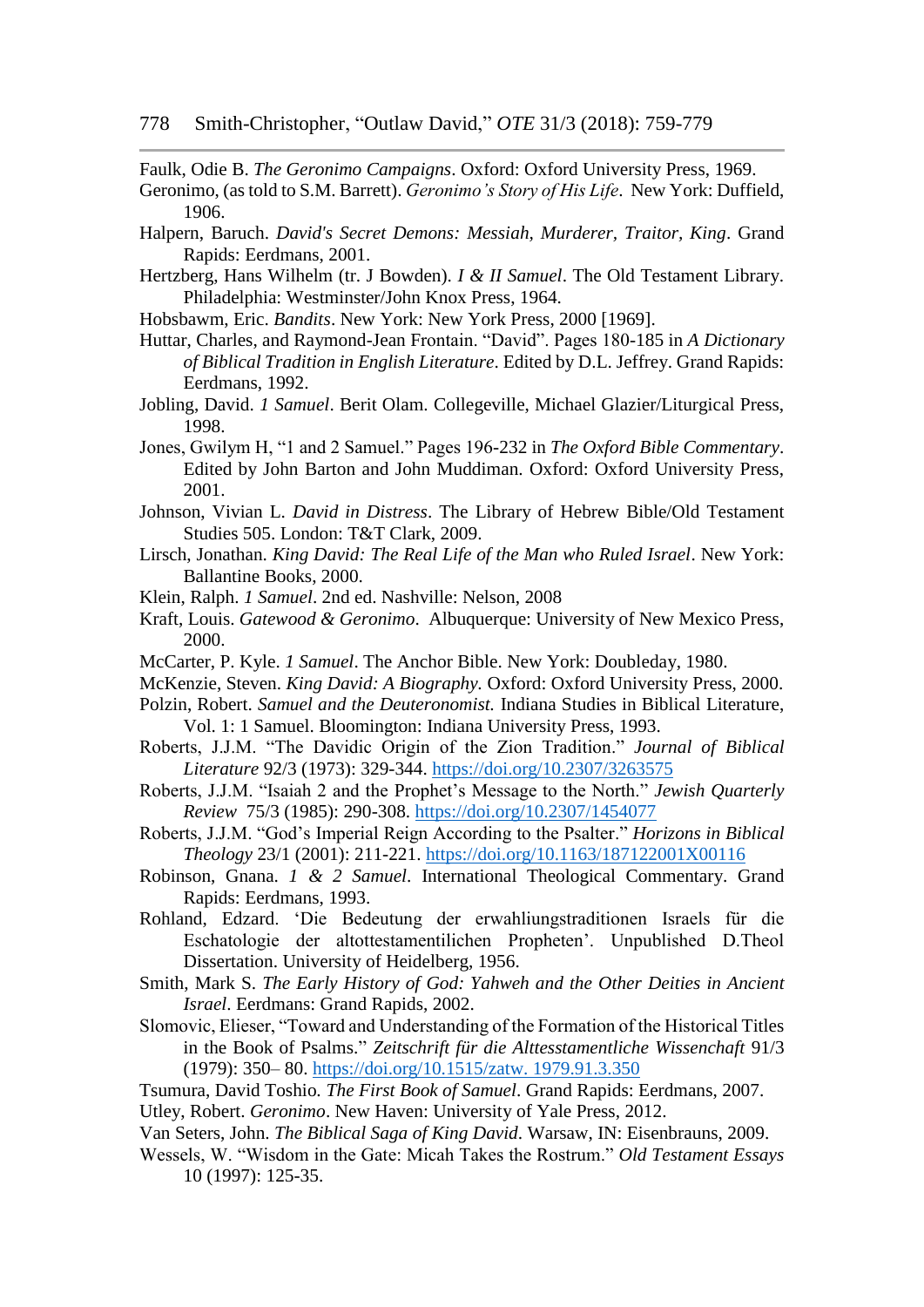Faulk, Odie B. *The Geronimo Campaigns*. Oxford: Oxford University Press, 1969.

Geronimo, (as told to S.M. Barrett). *Geronimo's Story of His Life*. New York: Duffield, 1906.

Halpern, Baruch. *David's Secret Demons: Messiah, Murderer, Traitor, King*. Grand Rapids: Eerdmans, 2001.

Hertzberg, Hans Wilhelm (tr. J Bowden). *I & II Samuel*. The Old Testament Library. Philadelphia: Westminster/John Knox Press, 1964.

Hobsbawm, Eric. *Bandits*. New York: New York Press, 2000 [1969].

Huttar, Charles, and Raymond-Jean Frontain. "David". Pages 180-185 in *A Dictionary of Biblical Tradition in English Literature*. Edited by D.L. Jeffrey. Grand Rapids: Eerdmans, 1992.

Jobling, David. *1 Samuel*. Berit Olam. Collegeville, Michael Glazier/Liturgical Press, 1998.

Jones, Gwilym H, "1 and 2 Samuel." Pages 196-232 in *The Oxford Bible Commentary*. Edited by John Barton and John Muddiman. Oxford: Oxford University Press, 2001.

Johnson, Vivian L. *David in Distress*. The Library of Hebrew Bible/Old Testament Studies 505. London: T&T Clark, 2009.

Lirsch, Jonathan. *King David: The Real Life of the Man who Ruled Israel*. New York: Ballantine Books, 2000.

Klein, Ralph. *1 Samuel*. 2nd ed. Nashville: Nelson, 2008

Kraft, Louis. *Gatewood & Geronimo*. Albuquerque: University of New Mexico Press, 2000.

McCarter, P. Kyle. *1 Samuel*. The Anchor Bible. New York: Doubleday, 1980.

McKenzie, Steven. *King David: A Biography.* Oxford: Oxford University Press, 2000.

Polzin, Robert. *Samuel and the Deuteronomist.* Indiana Studies in Biblical Literature, Vol. 1: 1 Samuel. Bloomington: Indiana University Press, 1993.

Roberts, J.J.M. "The Davidic Origin of the Zion Tradition." *Journal of Biblical Literature* 92/3 (1973): 329-344. https://doi.org/10.2307/3263575

Roberts, J.J.M. "Isaiah 2 and the Prophet's Message to the North." *Jewish Quarterly Review* 75/3 (1985): 290-308. https://doi.org/10.2307/1454077

Roberts, J.J.M. "God's Imperial Reign According to the Psalter." *Horizons in Biblical Theology* 23/1 (2001): 211-221. https://doi.org/10.1163/187122001X00116

Robinson, Gnana. *1 & 2 Samuel*. International Theological Commentary. Grand Rapids: Eerdmans, 1993.

Rohland, Edzard. 'Die Bedeutung der erwahliungstraditionen Israels für die Eschatologie der altottestamentilichen Propheten'. Unpublished D.Theol Dissertation. University of Heidelberg, 1956.

Smith, Mark S. *The Early History of God: Yahweh and the Other Deities in Ancient Israel*. Eerdmans: Grand Rapids, 2002.

Slomovic, Elieser, "Toward and Understanding of the Formation of the Historical Titles in the Book of Psalms." *Zeitschrift für die Alttesstamentliche Wissenschaft* 91/3 (1979): 350– 80. https://doi.org/10.1515/zatw. 1979.91.3.350

Tsumura, David Toshio. *The First Book of Samuel*. Grand Rapids: Eerdmans, 2007.

Utley, Robert. *Geronimo*. New Haven: University of Yale Press, 2012.

Van Seters, John. *The Biblical Saga of King David*. Warsaw, IN: Eisenbrauns, 2009.

Wessels, W. "Wisdom in the Gate: Micah Takes the Rostrum." *Old Testament Essays* 10 (1997): 125-35.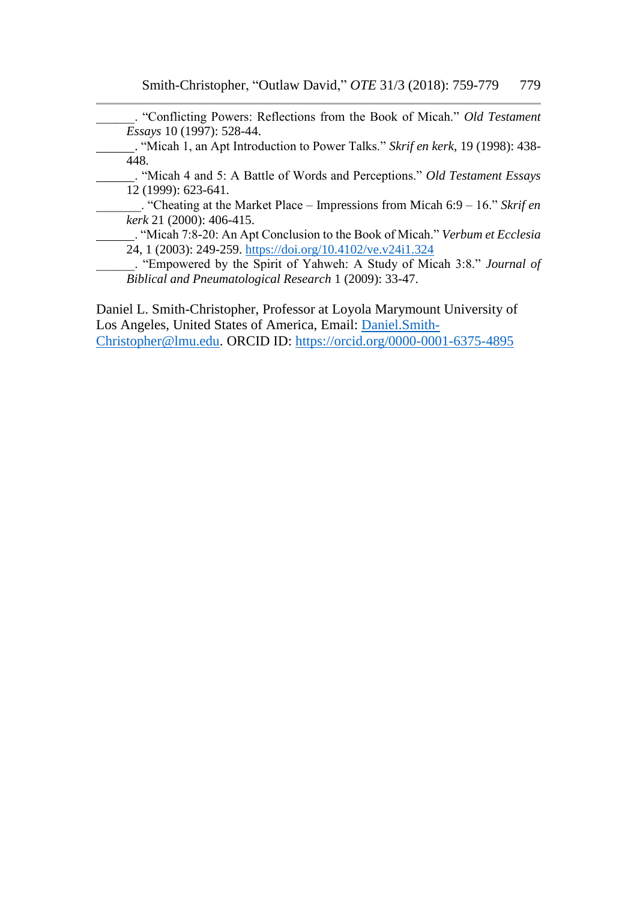______. "Conflicting Powers: Reflections from the Book of Micah." *Old Testament Essays* 10 (1997): 528-44.

______. "Micah 1, an Apt Introduction to Power Talks." *Skrif en kerk*, 19 (1998): 438-448.

______. "Micah 4 and 5: A Battle of Words and Perceptions." *Old Testament Essays* 12 (1999): 623-641.

_______. "Cheating at the Market Place – Impressions from Micah 6:9 – 16." *Skrif en kerk* 21 (2000): 406-415.

______. "Micah 7:8-20: An Apt Conclusion to the Book of Micah." *Verbum et Ecclesia* 24, 1 (2003): 249-259. https://doi.org/10.4102/ve.v24i1.324

______. "Empowered by the Spirit of Yahweh: A Study of Micah 3:8." *Journal of Biblical and Pneumatological Research* 1 (2009): 33-47.

Daniel L. Smith-Christopher, Professor at Loyola Marymount University of Los Angeles, United States of America, Email: Daniel.Smith-Christopher@lmu.edu. ORCID ID: https://orcid.org/0000-0001-6375-4895